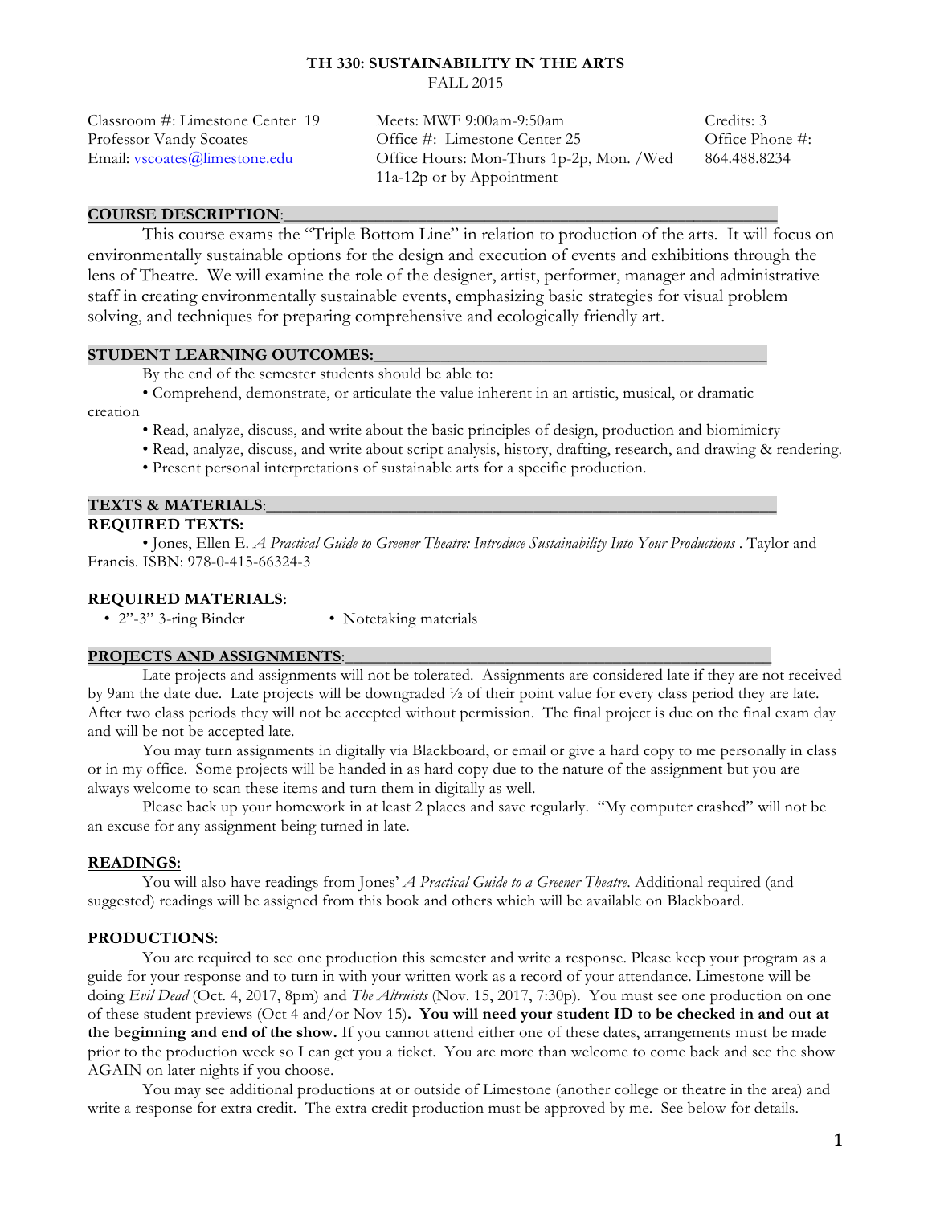# TH 330: SUSTAINABILITY IN THE ARTS

FALL 2015

Classroom #: Limestone Center 19
Professor Vandy Scoates
Email: vscoates@limestone.edu

Meets: MWF 9:00am-9:50am
Office #: Limestone Center 25
Office Hours: Mon-Thurs 1p-2p, Mon. /Wed 11a-12p or by Appointment

Credits: 3
Office Phone #: 864.488.8234

## COURSE DESCRIPTION:

This course exams the "Triple Bottom Line" in relation to production of the arts. It will focus on environmentally sustainable options for the design and execution of events and exhibitions through the lens of Theatre. We will examine the role of the designer, artist, performer, manager and administrative staff in creating environmentally sustainable events, emphasizing basic strategies for visual problem solving, and techniques for preparing comprehensive and ecologically friendly art.

## STUDENT LEARNING OUTCOMES:

By the end of the semester students should be able to:

- Comprehend, demonstrate, or articulate the value inherent in an artistic, musical, or dramatic creation
- Read, analyze, discuss, and write about the basic principles of design, production and biomimicry
- Read, analyze, discuss, and write about script analysis, history, drafting, research, and drawing & rendering.
- Present personal interpretations of sustainable arts for a specific production.

## TEXTS & MATERIALS:

### REQUIRED TEXTS:

- Jones, Ellen E. *A Practical Guide to Greener Theatre: Introduce Sustainability Into Your Productions* . Taylor and Francis. ISBN: 978-0-415-66324-3

### REQUIRED MATERIALS:

- 2"-3" 3-ring Binder
- Notetaking materials

## PROJECTS AND ASSIGNMENTS:

Late projects and assignments will not be tolerated. Assignments are considered late if they are not received by 9am the date due. <u>Late projects will be downgraded ½ of their point value for every class period they are late.</u> After two class periods they will not be accepted without permission. The final project is due on the final exam day and will be not be accepted late.

You may turn assignments in digitally via Blackboard, or email or give a hard copy to me personally in class or in my office. Some projects will be handed in as hard copy due to the nature of the assignment but you are always welcome to scan these items and turn them in digitally as well.

Please back up your homework in at least 2 places and save regularly. "My computer crashed" will not be an excuse for any assignment being turned in late.

## READINGS:

You will also have readings from Jones' *A Practical Guide to a Greener Theatre*. Additional required (and suggested) readings will be assigned from this book and others which will be available on Blackboard.

## PRODUCTIONS:

You are required to see one production this semester and write a response. Please keep your program as a guide for your response and to turn in with your written work as a record of your attendance. Limestone will be doing *Evil Dead* (Oct. 4, 2017, 8pm) and *The Altruists* (Nov. 15, 2017, 7:30p). You must see one production on one of these student previews (Oct 4 and/or Nov 15)**. You will need your student ID to be checked in and out at the beginning and end of the show.** If you cannot attend either one of these dates, arrangements must be made prior to the production week so I can get you a ticket. You are more than welcome to come back and see the show AGAIN on later nights if you choose.

You may see additional productions at or outside of Limestone (another college or theatre in the area) and write a response for extra credit. The extra credit production must be approved by me. See below for details.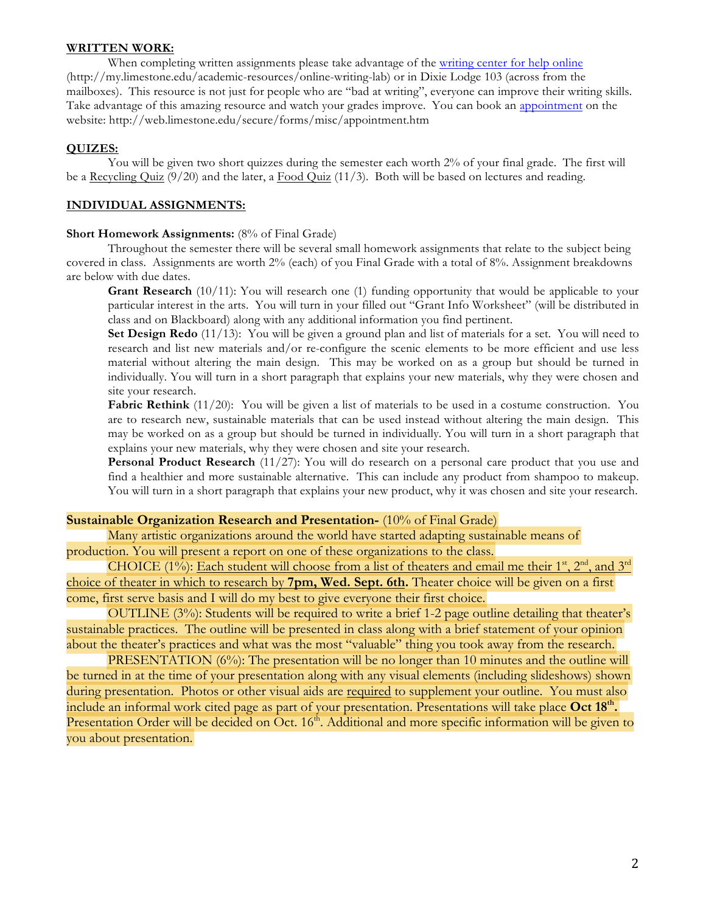**WRITTEN WORK:**

When completing written assignments please take advantage of the writing center for help online (http://my.limestone.edu/academic-resources/online-writing-lab) or in Dixie Lodge 103 (across from the mailboxes). This resource is not just for people who are "bad at writing", everyone can improve their writing skills. Take advantage of this amazing resource and watch your grades improve. You can book an appointment on the website: http://web.limestone.edu/secure/forms/misc/appointment.htm

**QUIZES:**

You will be given two short quizzes during the semester each worth 2% of your final grade. The first will be a Recycling Quiz (9/20) and the later, a Food Quiz (11/3). Both will be based on lectures and reading.

**INDIVIDUAL ASSIGNMENTS:**

**Short Homework Assignments:** (8% of Final Grade)

Throughout the semester there will be several small homework assignments that relate to the subject being covered in class. Assignments are worth 2% (each) of you Final Grade with a total of 8%. Assignment breakdowns are below with due dates.

**Grant Research** (10/11): You will research one (1) funding opportunity that would be applicable to your particular interest in the arts. You will turn in your filled out "Grant Info Worksheet" (will be distributed in class and on Blackboard) along with any additional information you find pertinent.

**Set Design Redo** (11/13): You will be given a ground plan and list of materials for a set. You will need to research and list new materials and/or re-configure the scenic elements to be more efficient and use less material without altering the main design. This may be worked on as a group but should be turned in individually. You will turn in a short paragraph that explains your new materials, why they were chosen and site your research.

**Fabric Rethink** (11/20): You will be given a list of materials to be used in a costume construction. You are to research new, sustainable materials that can be used instead without altering the main design. This may be worked on as a group but should be turned in individually. You will turn in a short paragraph that explains your new materials, why they were chosen and site your research.

**Personal Product Research** (11/27): You will do research on a personal care product that you use and find a healthier and more sustainable alternative. This can include any product from shampoo to makeup. You will turn in a short paragraph that explains your new product, why it was chosen and site your research.

**Sustainable Organization Research and Presentation-** (10% of Final Grade)

Many artistic organizations around the world have started adapting sustainable means of production. You will present a report on one of these organizations to the class.

CHOICE (1%): Each student will choose from a list of theaters and email me their 1st, 2nd, and 3rd choice of theater in which to research by **7pm, Wed. Sept. 6th.** Theater choice will be given on a first come, first serve basis and I will do my best to give everyone their first choice.

OUTLINE (3%): Students will be required to write a brief 1-2 page outline detailing that theater's sustainable practices. The outline will be presented in class along with a brief statement of your opinion about the theater's practices and what was the most "valuable" thing you took away from the research.

PRESENTATION (6%): The presentation will be no longer than 10 minutes and the outline will be turned in at the time of your presentation along with any visual elements (including slideshows) shown during presentation. Photos or other visual aids are required to supplement your outline. You must also include an informal work cited page as part of your presentation. Presentations will take place **Oct 18th.** Presentation Order will be decided on Oct. 16th. Additional and more specific information will be given to you about presentation.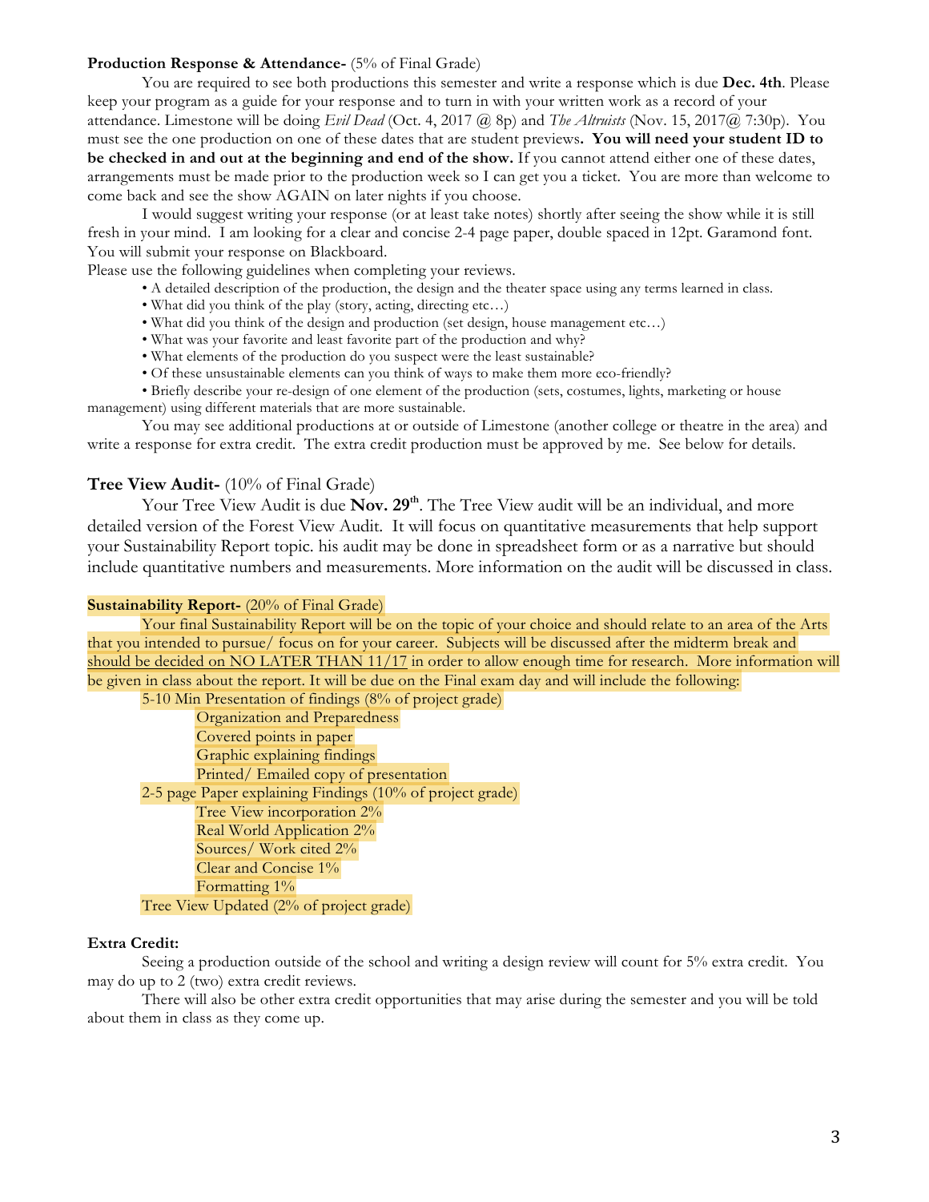**Production Response & Attendance-** (5% of Final Grade)

You are required to see both productions this semester and write a response which is due **Dec. 4th**. Please keep your program as a guide for your response and to turn in with your written work as a record of your attendance. Limestone will be doing *Evil Dead* (Oct. 4, 2017 @ 8p) and *The Altruists* (Nov. 15, 2017@ 7:30p). You must see the one production on one of these dates that are student previews**. You will need your student ID to be checked in and out at the beginning and end of the show.** If you cannot attend either one of these dates, arrangements must be made prior to the production week so I can get you a ticket. You are more than welcome to come back and see the show AGAIN on later nights if you choose.

I would suggest writing your response (or at least take notes) shortly after seeing the show while it is still fresh in your mind. I am looking for a clear and concise 2-4 page paper, double spaced in 12pt. Garamond font. You will submit your response on Blackboard.

Please use the following guidelines when completing your reviews.

- A detailed description of the production, the design and the theater space using any terms learned in class.
- What did you think of the play (story, acting, directing etc…)
- What did you think of the design and production (set design, house management etc…)
- What was your favorite and least favorite part of the production and why?
- What elements of the production do you suspect were the least sustainable?
- Of these unsustainable elements can you think of ways to make them more eco-friendly?
- Briefly describe your re-design of one element of the production (sets, costumes, lights, marketing or house management) using different materials that are more sustainable.

You may see additional productions at or outside of Limestone (another college or theatre in the area) and write a response for extra credit. The extra credit production must be approved by me. See below for details.

**Tree View Audit-** (10% of Final Grade)

Your Tree View Audit is due **Nov. 29th**. The Tree View audit will be an individual, and more detailed version of the Forest View Audit. It will focus on quantitative measurements that help support your Sustainability Report topic. his audit may be done in spreadsheet form or as a narrative but should include quantitative numbers and measurements. More information on the audit will be discussed in class.

**Sustainability Report-** (20% of Final Grade)

Your final Sustainability Report will be on the topic of your choice and should relate to an area of the Arts that you intended to pursue/ focus on for your career. Subjects will be discussed after the midterm break and should be decided on NO LATER THAN 11/17 in order to allow enough time for research. More information will be given in class about the report. It will be due on the Final exam day and will include the following:

- 5-10 Min Presentation of findings (8% of project grade)
  - Organization and Preparedness
  - Covered points in paper
  - Graphic explaining findings
  - Printed/ Emailed copy of presentation
- 2-5 page Paper explaining Findings (10% of project grade)
  - Tree View incorporation 2%
  - Real World Application 2%
  - Sources/ Work cited 2%
  - Clear and Concise 1%
  - Formatting 1%
- Tree View Updated (2% of project grade)

**Extra Credit:**

Seeing a production outside of the school and writing a design review will count for 5% extra credit. You may do up to 2 (two) extra credit reviews.

There will also be other extra credit opportunities that may arise during the semester and you will be told about them in class as they come up.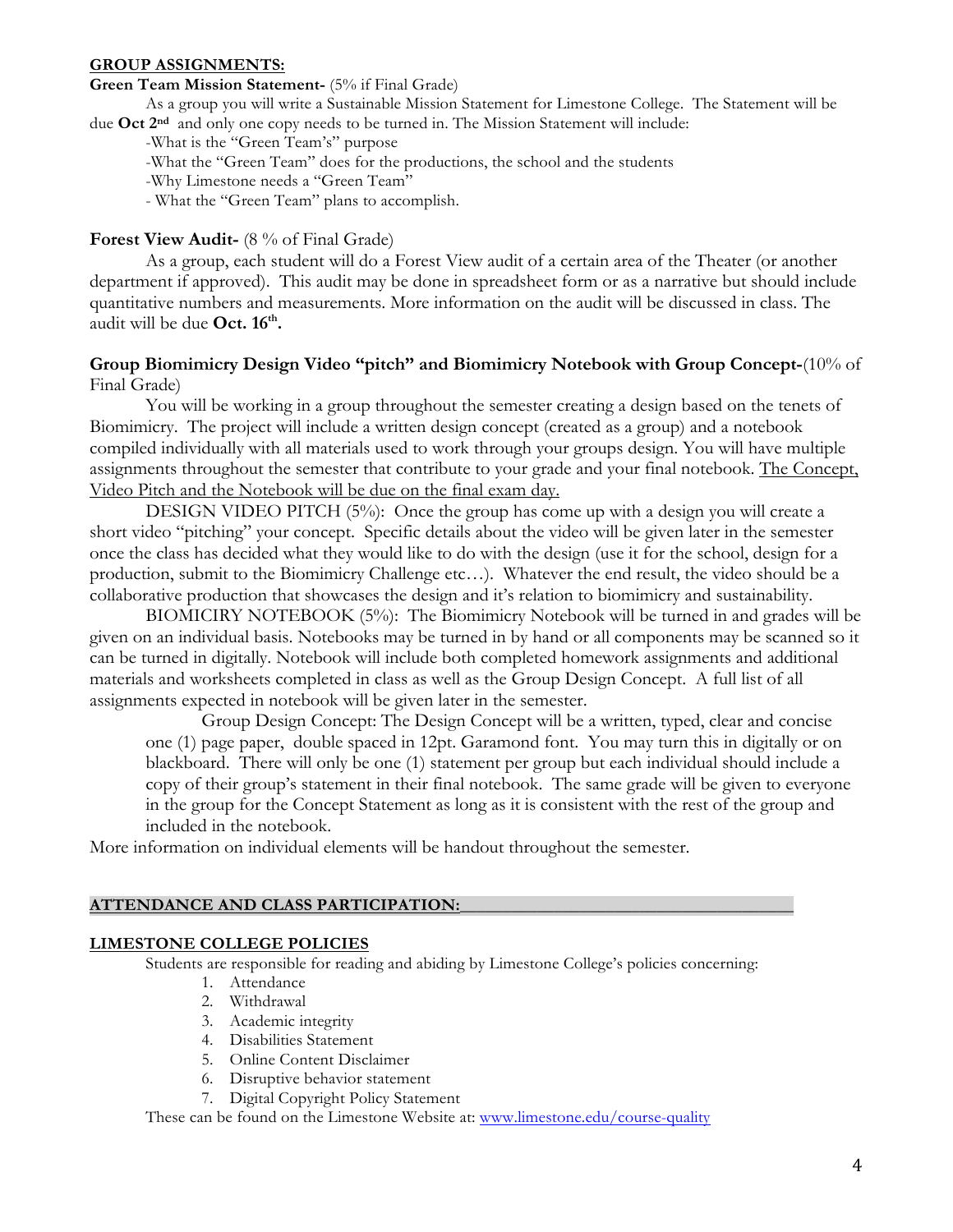**GROUP ASSIGNMENTS:**

**Green Team Mission Statement-** (5% if Final Grade)

As a group you will write a Sustainable Mission Statement for Limestone College. The Statement will be due **Oct 2nd** and only one copy needs to be turned in. The Mission Statement will include:

- What is the "Green Team's" purpose
- What the "Green Team" does for the productions, the school and the students
- Why Limestone needs a "Green Team"
- What the "Green Team" plans to accomplish.

**Forest View Audit-** (8 % of Final Grade)

As a group, each student will do a Forest View audit of a certain area of the Theater (or another department if approved). This audit may be done in spreadsheet form or as a narrative but should include quantitative numbers and measurements. More information on the audit will be discussed in class. The audit will be due **Oct. 16th.**

**Group Biomimicry Design Video "pitch" and Biomimicry Notebook with Group Concept-**(10% of Final Grade)

You will be working in a group throughout the semester creating a design based on the tenets of Biomimicry. The project will include a written design concept (created as a group) and a notebook compiled individually with all materials used to work through your groups design. You will have multiple assignments throughout the semester that contribute to your grade and your final notebook. <u>The Concept, Video Pitch and the Notebook will be due on the final exam day.</u>

DESIGN VIDEO PITCH (5%): Once the group has come up with a design you will create a short video "pitching" your concept. Specific details about the video will be given later in the semester once the class has decided what they would like to do with the design (use it for the school, design for a production, submit to the Biomimicry Challenge etc…). Whatever the end result, the video should be a collaborative production that showcases the design and it's relation to biomimicry and sustainability.

BIOMICIRY NOTEBOOK (5%): The Biomimicry Notebook will be turned in and grades will be given on an individual basis. Notebooks may be turned in by hand or all components may be scanned so it can be turned in digitally. Notebook will include both completed homework assignments and additional materials and worksheets completed in class as well as the Group Design Concept. A full list of all assignments expected in notebook will be given later in the semester.

> Group Design Concept: The Design Concept will be a written, typed, clear and concise one (1) page paper, double spaced in 12pt. Garamond font. You may turn this in digitally or on blackboard. There will only be one (1) statement per group but each individual should include a copy of their group's statement in their final notebook. The same grade will be given to everyone in the group for the Concept Statement as long as it is consistent with the rest of the group and included in the notebook.

More information on individual elements will be handout throughout the semester.

**ATTENDANCE AND CLASS PARTICIPATION:**

**LIMESTONE COLLEGE POLICIES**

Students are responsible for reading and abiding by Limestone College's policies concerning:

1. Attendance
2. Withdrawal
3. Academic integrity
4. Disabilities Statement
5. Online Content Disclaimer
6. Disruptive behavior statement
7. Digital Copyright Policy Statement

These can be found on the Limestone Website at: [www.limestone.edu/course-quality](www.limestone.edu/course-quality)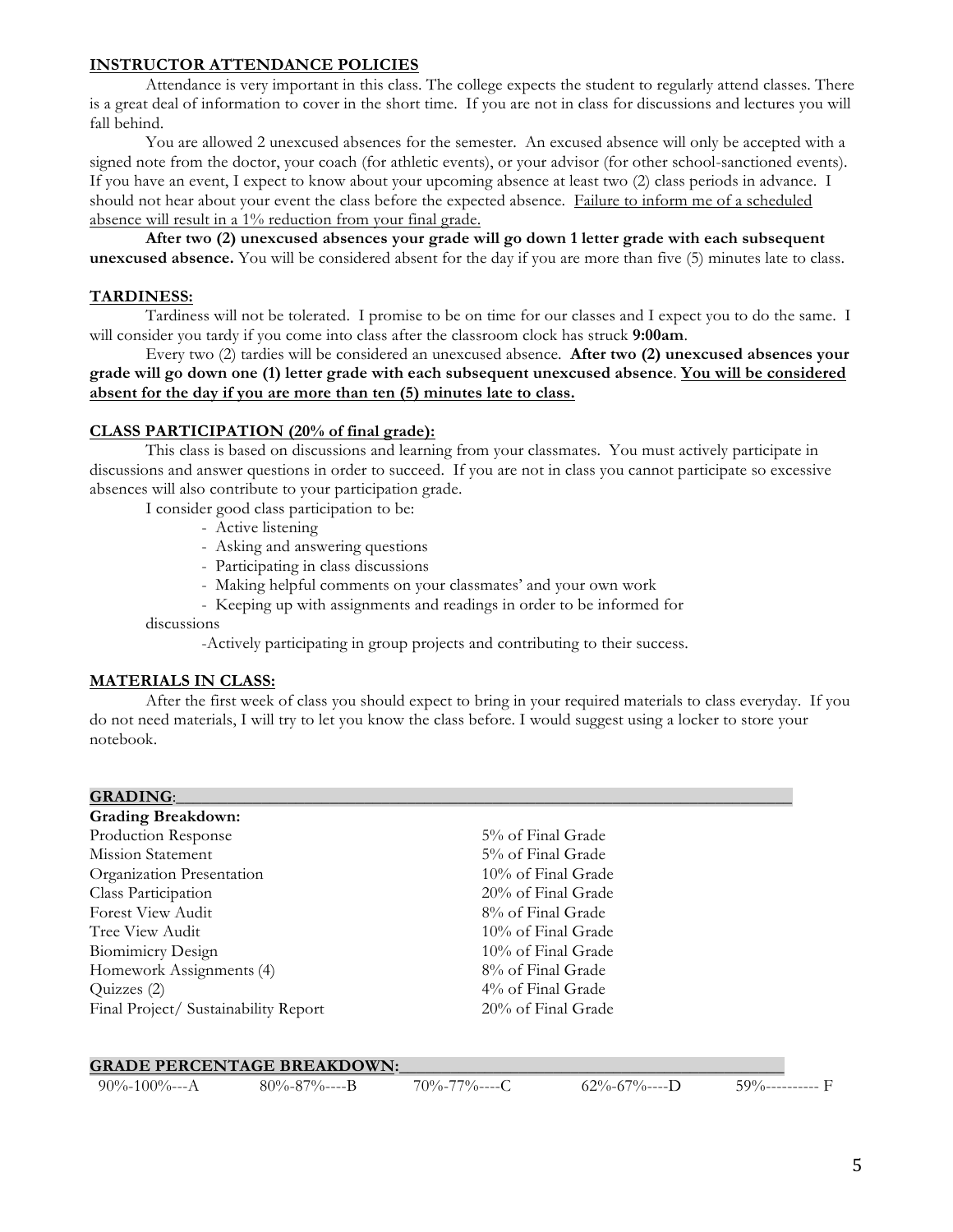## INSTRUCTOR ATTENDANCE POLICIES

Attendance is very important in this class. The college expects the student to regularly attend classes. There is a great deal of information to cover in the short time. If you are not in class for discussions and lectures you will fall behind.

You are allowed 2 unexcused absences for the semester. An excused absence will only be accepted with a signed note from the doctor, your coach (for athletic events), or your advisor (for other school-sanctioned events). If you have an event, I expect to know about your upcoming absence at least two (2) class periods in advance. I should not hear about your event the class before the expected absence. Failure to inform me of a scheduled absence will result in a 1% reduction from your final grade.

**After two (2) unexcused absences your grade will go down 1 letter grade with each subsequent unexcused absence.** You will be considered absent for the day if you are more than five (5) minutes late to class.

## TARDINESS:

Tardiness will not be tolerated. I promise to be on time for our classes and I expect you to do the same. I will consider you tardy if you come into class after the classroom clock has struck **9:00am**.

Every two (2) tardies will be considered an unexcused absence. **After two (2) unexcused absences your grade will go down one (1) letter grade with each subsequent unexcused absence**. **You will be considered absent for the day if you are more than ten (5) minutes late to class.**

## CLASS PARTICIPATION (20% of final grade):

This class is based on discussions and learning from your classmates. You must actively participate in discussions and answer questions in order to succeed. If you are not in class you cannot participate so excessive absences will also contribute to your participation grade.

I consider good class participation to be:

- Active listening
- Asking and answering questions
- Participating in class discussions
- Making helpful comments on your classmates' and your own work
- Keeping up with assignments and readings in order to be informed for discussions
- Actively participating in group projects and contributing to their success.

## MATERIALS IN CLASS:

After the first week of class you should expect to bring in your required materials to class everyday. If you do not need materials, I will try to let you know the class before. I would suggest using a locker to store your notebook.

## GRADING:

**Grading Breakdown:**

| | |
|---|---|
| Production Response | 5% of Final Grade |
| Mission Statement | 5% of Final Grade |
| Organization Presentation | 10% of Final Grade |
| Class Participation | 20% of Final Grade |
| Forest View Audit | 8% of Final Grade |
| Tree View Audit | 10% of Final Grade |
| Biomimicry Design | 10% of Final Grade |
| Homework Assignments (4) | 8% of Final Grade |
| Quizzes (2) | 4% of Final Grade |
| Final Project/ Sustainability Report | 20% of Final Grade |

## GRADE PERCENTAGE BREAKDOWN:

90%-100%---A &nbsp;&nbsp; 80%-87%----B &nbsp;&nbsp; 70%-77%----C &nbsp;&nbsp; 62%-67%----D &nbsp;&nbsp; 59%---------- F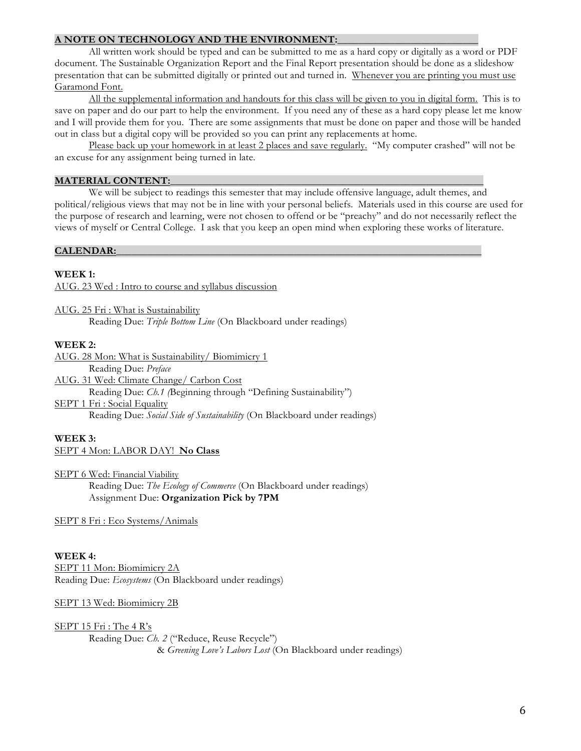## A NOTE ON TECHNOLOGY AND THE ENVIRONMENT:

All written work should be typed and can be submitted to me as a hard copy or digitally as a word or PDF document. The Sustainable Organization Report and the Final Report presentation should be done as a slideshow presentation that can be submitted digitally or printed out and turned in. Whenever you are printing you must use Garamond Font.

All the supplemental information and handouts for this class will be given to you in digital form. This is to save on paper and do our part to help the environment. If you need any of these as a hard copy please let me know and I will provide them for you. There are some assignments that must be done on paper and those will be handed out in class but a digital copy will be provided so you can print any replacements at home.

Please back up your homework in at least 2 places and save regularly. "My computer crashed" will not be an excuse for any assignment being turned in late.

## MATERIAL CONTENT:

We will be subject to readings this semester that may include offensive language, adult themes, and political/religious views that may not be in line with your personal beliefs. Materials used in this course are used for the purpose of research and learning, were not chosen to offend or be "preachy" and do not necessarily reflect the views of myself or Central College. I ask that you keep an open mind when exploring these works of literature.

## CALENDAR:

**WEEK 1:**

AUG. 23 Wed : Intro to course and syllabus discussion

AUG. 25 Fri : What is Sustainability
Reading Due: *Triple Bottom Line* (On Blackboard under readings)

**WEEK 2:**

AUG. 28 Mon: What is Sustainability/ Biomimicry 1
Reading Due: *Preface*

AUG. 31 Wed: Climate Change/ Carbon Cost
Reading Due: *Ch.1 (*Beginning through "Defining Sustainability")

SEPT 1 Fri : Social Equality
Reading Due: *Social Side of Sustainability* (On Blackboard under readings)

**WEEK 3:**

SEPT 4 Mon: LABOR DAY! **No Class**

SEPT 6 Wed: Financial Viability
Reading Due: *The Ecology of Commerce* (On Blackboard under readings)
Assignment Due: **Organization Pick by 7PM**

SEPT 8 Fri : Eco Systems/Animals

**WEEK 4:**

SEPT 11 Mon: Biomimicry 2A
Reading Due: *Ecosystems* (On Blackboard under readings)

SEPT 13 Wed: Biomimicry 2B

SEPT 15 Fri : The 4 R's
Reading Due: *Ch. 2* ("Reduce, Reuse Recycle")
& *Greening Love's Labors Lost* (On Blackboard under readings)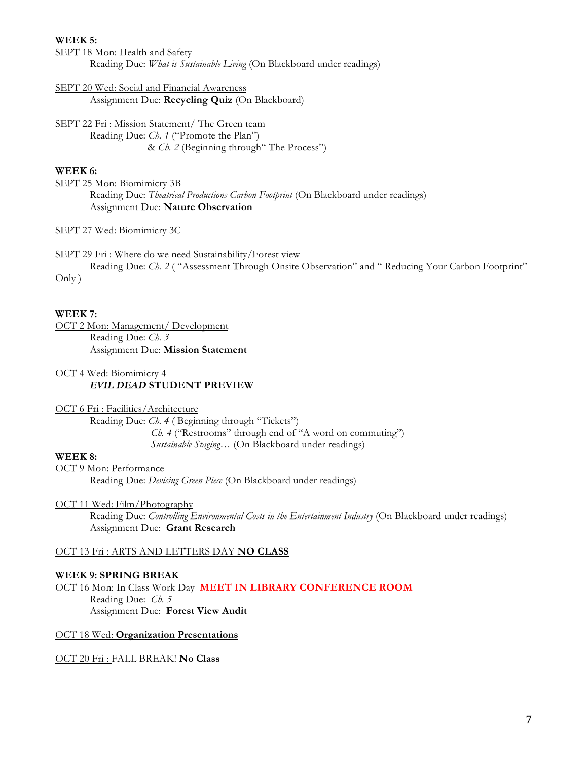**WEEK 5:**

<u>SEPT 18 Mon: Health and Safety</u>

Reading Due: *What is Sustainable Living* (On Blackboard under readings)

<u>SEPT 20 Wed: Social and Financial Awareness</u>

Assignment Due: **Recycling Quiz** (On Blackboard)

<u>SEPT 22 Fri : Mission Statement/ The Green team</u>

Reading Due: *Ch. 1* ("Promote the Plan")
& *Ch. 2* (Beginning through" The Process")

**WEEK 6:**

<u>SEPT 25 Mon: Biomimicry 3B</u>

Reading Due: *Theatrical Productions Carbon Footprint* (On Blackboard under readings)
Assignment Due: **Nature Observation**

<u>SEPT 27 Wed: Biomimicry 3C</u>

<u>SEPT 29 Fri : Where do we need Sustainability/Forest view</u>

Reading Due: *Ch. 2* ( "Assessment Through Onsite Observation" and " Reducing Your Carbon Footprint" Only )

**WEEK 7:**

<u>OCT 2 Mon: Management/ Development</u>

Reading Due: *Ch. 3*
Assignment Due: **Mission Statement**

<u>OCT 4 Wed: Biomimicry 4</u>

***EVIL DEAD* STUDENT PREVIEW**

<u>OCT 6 Fri : Facilities/Architecture</u>

Reading Due: *Ch. 4* ( Beginning through "Tickets")
*Ch. 4* ("Restrooms" through end of "A word on commuting")
*Sustainable Staging…* (On Blackboard under readings)

**WEEK 8:**

<u>OCT 9 Mon: Performance</u>

Reading Due: *Devising Green Piece* (On Blackboard under readings)

<u>OCT 11 Wed: Film/Photography</u>

Reading Due: *Controlling Environmental Costs in the Entertainment Industry* (On Blackboard under readings)
Assignment Due: **Grant Research**

<u>OCT 13 Fri : ARTS AND LETTERS DAY **NO CLASS**</u>

**WEEK 9: SPRING BREAK**

<u>OCT 16 Mon: In Class Work Day</u> <u>**MEET IN LIBRARY CONFERENCE ROOM**</u>

Reading Due: *Ch. 5*
Assignment Due: **Forest View Audit**

<u>OCT 18 Wed: **Organization Presentations**</u>

<u>OCT 20 Fri :</u> FALL BREAK! **No Class**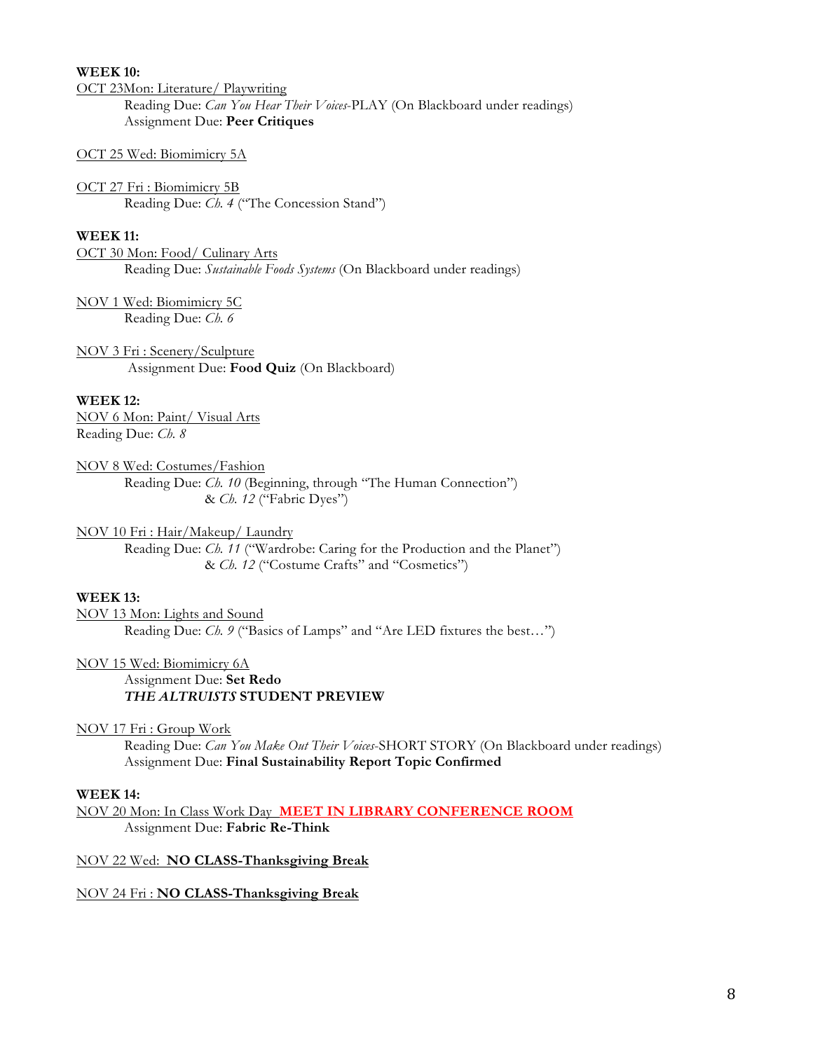**WEEK 10:**

OCT 23Mon: Literature/ Playwriting

Reading Due: *Can You Hear Their Voices*-PLAY (On Blackboard under readings)
Assignment Due: **Peer Critiques**

OCT 25 Wed: Biomimicry 5A

OCT 27 Fri : Biomimicry 5B

Reading Due: *Ch. 4* ("The Concession Stand")

**WEEK 11:**

OCT 30 Mon: Food/ Culinary Arts

Reading Due: *Sustainable Foods Systems* (On Blackboard under readings)

NOV 1 Wed: Biomimicry 5C

Reading Due: *Ch. 6*

NOV 3 Fri : Scenery/Sculpture

Assignment Due: **Food Quiz** (On Blackboard)

**WEEK 12:**

NOV 6 Mon: Paint/ Visual Arts

Reading Due: *Ch. 8*

NOV 8 Wed: Costumes/Fashion

Reading Due: *Ch. 10* (Beginning, through "The Human Connection")
& *Ch. 12* ("Fabric Dyes")

NOV 10 Fri : Hair/Makeup/ Laundry

Reading Due: *Ch. 11* ("Wardrobe: Caring for the Production and the Planet")
& *Ch. 12* ("Costume Crafts" and "Cosmetics")

**WEEK 13:**

NOV 13 Mon: Lights and Sound

Reading Due: *Ch. 9* ("Basics of Lamps" and "Are LED fixtures the best…")

NOV 15 Wed: Biomimicry 6A

Assignment Due: **Set Redo**
***THE ALTRUISTS* STUDENT PREVIEW**

NOV 17 Fri : Group Work

Reading Due: *Can You Make Out Their Voices*-SHORT STORY (On Blackboard under readings)
Assignment Due: **Final Sustainability Report Topic Confirmed**

**WEEK 14:**

NOV 20 Mon: In Class Work Day **MEET IN LIBRARY CONFERENCE ROOM**

Assignment Due: **Fabric Re-Think**

NOV 22 Wed: **NO CLASS-Thanksgiving Break**

NOV 24 Fri : **NO CLASS-Thanksgiving Break**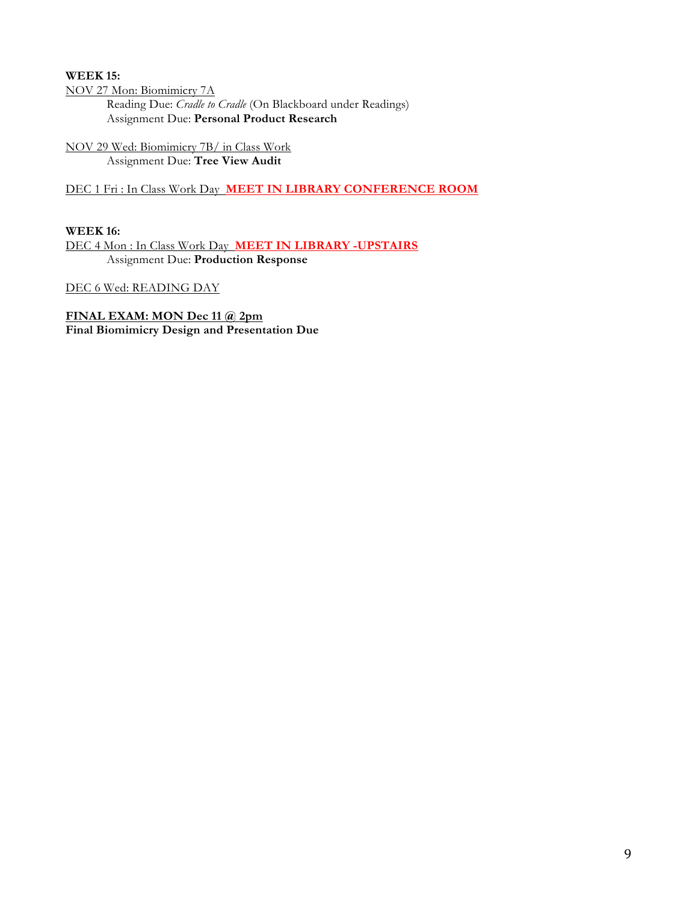**WEEK 15:**

NOV 27 Mon: Biomimicry 7A

Reading Due: *Cradle to Cradle* (On Blackboard under Readings)
Assignment Due: **Personal Product Research**

NOV 29 Wed: Biomimicry 7B/ in Class Work

Assignment Due: **Tree View Audit**

DEC 1 Fri : In Class Work Day **MEET IN LIBRARY CONFERENCE ROOM**

**WEEK 16:**

DEC 4 Mon : In Class Work Day **MEET IN LIBRARY -UPSTAIRS**

Assignment Due: **Production Response**

DEC 6 Wed: READING DAY

**FINAL EXAM: MON Dec 11 @ 2pm**
**Final Biomimicry Design and Presentation Due**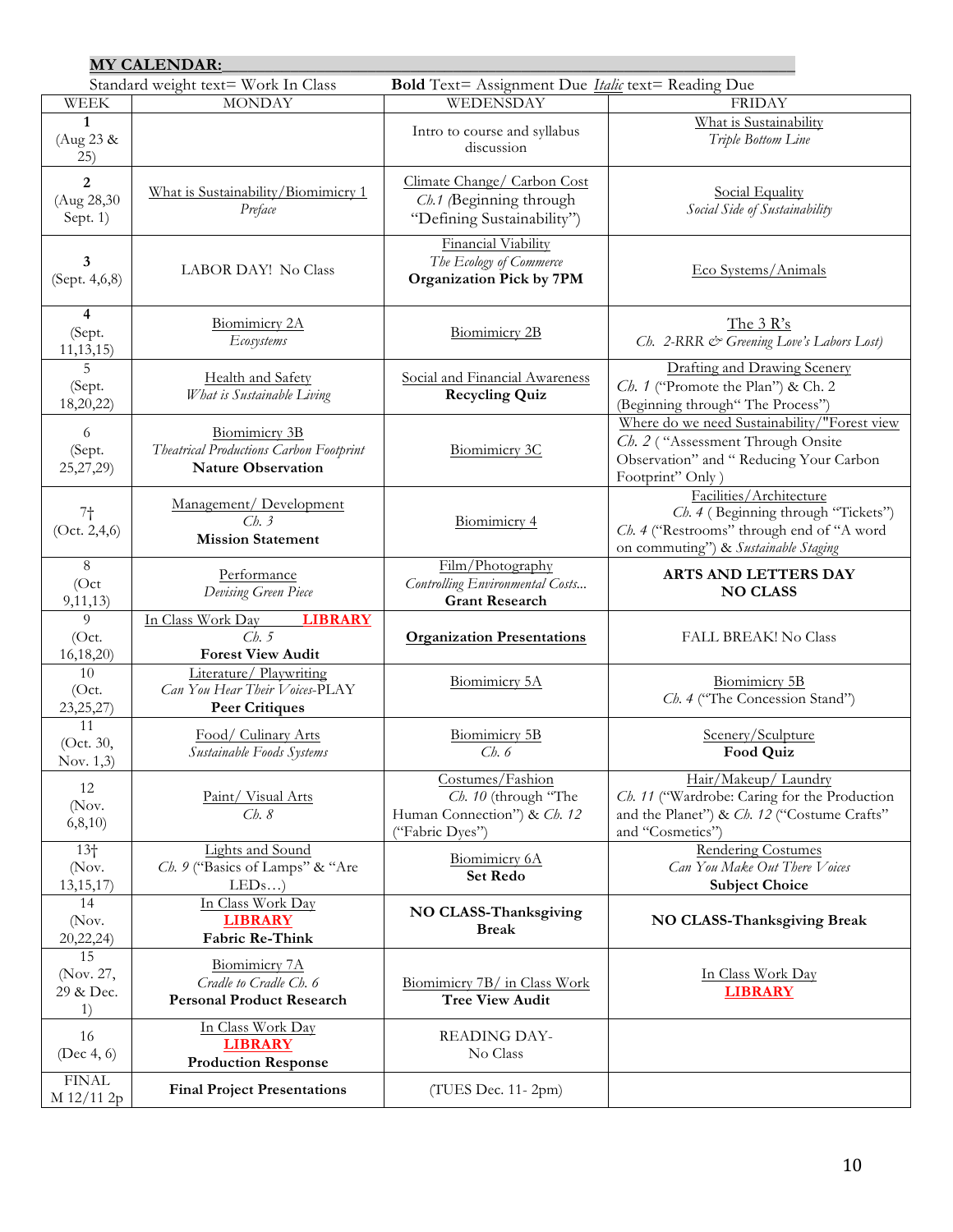**MY CALENDAR:**

Standard weight text= Work In Class **Bold** Text= Assignment Due *Italic* text= Reading Due

| WEEK | MONDAY | WEDENSDAY | FRIDAY |
|---|---|---|---|
| **1** (Aug 23 & 25) | | Intro to course and syllabus discussion | What is Sustainability *Triple Bottom Line* |
| **2** (Aug 28,30 Sept. 1) | What is Sustainability/Biomimicry 1 *Preface* | Climate Change/ Carbon Cost *Ch.1* (Beginning through "Defining Sustainability") | Social Equality *Social Side of Sustainability* |
| **3** (Sept. 4,6,8) | LABOR DAY! No Class | Financial Viability *The Ecology of Commerce* **Organization Pick by 7PM** | Eco Systems/Animals |
| **4** (Sept. 11,13,15) | Biomimicry 2A *Ecosystems* | Biomimicry 2B | The 3 R's *Ch. 2-RRR & Greening Love's Labors Lost)* |
| 5 (Sept. 18,20,22) | Health and Safety *What is Sustainable Living* | Social and Financial Awareness **Recycling Quiz** | Drafting and Drawing Scenery *Ch. 1* ("Promote the Plan") & Ch. 2 (Beginning through" The Process") |
| 6 (Sept. 25,27,29) | Biomimicry 3B *Theatrical Productions Carbon Footprint* **Nature Observation** | Biomimicry 3C | Where do we need Sustainability/"Forest view *Ch. 2* ( "Assessment Through Onsite Observation" and " Reducing Your Carbon Footprint" Only ) |
| 7† (Oct. 2,4,6) | Management/ Development *Ch. 3* **Mission Statement** | Biomimicry 4 | Facilities/Architecture *Ch. 4* ( Beginning through "Tickets") *Ch. 4* ("Restrooms" through end of "A word on commuting") & *Sustainable Staging* |
| 8 (Oct 9,11,13) | Performance *Devising Green Piece* | Film/Photography *Controlling Environmental Costs…* **Grant Research** | **ARTS AND LETTERS DAY NO CLASS** |
| 9 (Oct. 16,18,20) | In Class Work Day **LIBRARY** *Ch. 5* **Forest View Audit** | **Organization Presentations** | FALL BREAK! No Class |
| 10 (Oct. 23,25,27) | Literature/ Playwriting *Can You Hear Their Voices*-PLAY **Peer Critiques** | Biomimicry 5A | Biomimicry 5B *Ch. 4* ("The Concession Stand") |
| 11 (Oct. 30, Nov. 1,3) | Food/ Culinary Arts *Sustainable Foods Systems* | Biomimicry 5B *Ch. 6* | Scenery/Sculpture **Food Quiz** |
| 12 (Nov. 6,8,10) | Paint/ Visual Arts *Ch. 8* | Costumes/Fashion *Ch. 10* (through "The Human Connection") & *Ch. 12* ("Fabric Dyes") | Hair/Makeup/ Laundry *Ch. 11* ("Wardrobe: Caring for the Production and the Planet") & *Ch. 12* ("Costume Crafts" and "Cosmetics") |
| 13† (Nov. 13,15,17) | Lights and Sound *Ch. 9* ("Basics of Lamps" & "Are LEDs…) | Biomimicry 6A **Set Redo** | Rendering Costumes *Can You Make Out There Voices* **Subject Choice** |
| 14 (Nov. 20,22,24) | In Class Work Day **LIBRARY** **Fabric Re-Think** | **NO CLASS-Thanksgiving Break** | **NO CLASS-Thanksgiving Break** |
| 15 (Nov. 27, 29 & Dec. 1) | Biomimicry 7A *Cradle to Cradle Ch. 6* **Personal Product Research** | Biomimicry 7B/ in Class Work **Tree View Audit** | In Class Work Day **LIBRARY** |
| 16 (Dec 4, 6) | In Class Work Day **LIBRARY** **Production Response** | READING DAY- No Class | |
| FINAL M 12/11 2p | **Final Project Presentations** | (TUES Dec. 11- 2pm) | |